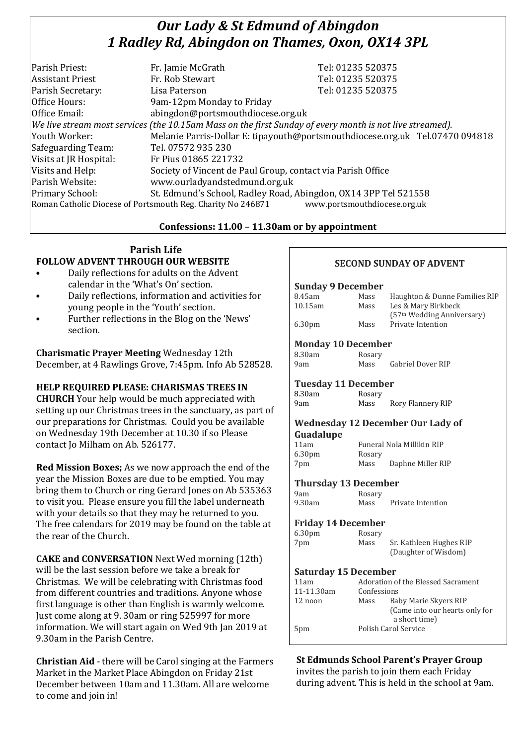# *Our Lady & St Edmund of Abingdon*
# *1 Radley Rd, Abingdon on Thames, Oxon, OX14 3PL*

| | | |
|---|---|---|
| Parish Priest: | Fr. Jamie McGrath | Tel: 01235 520375 |
| Assistant Priest | Fr. Rob Stewart | Tel: 01235 520375 |
| Parish Secretary: | Lisa Paterson | Tel: 01235 520375 |
| Office Hours: | 9am-12pm Monday to Friday | |
| Office Email: | abingdon@portsmouthdiocese.org.uk | |

*We live stream most services (the 10.15am Mass on the first Sunday of every month is not live streamed).*

| | |
|---|---|
| Youth Worker: | Melanie Parris-Dollar E: tipayouth@portsmouthdiocese.org.uk Tel.07470 094818 |
| Safeguarding Team: | Tel. 07572 935 230 |
| Visits at JR Hospital: | Fr Pius 01865 221732 |
| Visits and Help: | Society of Vincent de Paul Group, contact via Parish Office |
| Parish Website: | www.ourladyandstedmund.org.uk |
| Primary School: | St. Edmund's School, Radley Road, Abingdon, OX14 3PP Tel 521558 |

Roman Catholic Diocese of Portsmouth Reg. Charity No 246871 www.portsmouthdiocese.org.uk

**Confessions: 11.00 – 11.30am or by appointment**

## Parish Life

**FOLLOW ADVENT THROUGH OUR WEBSITE**

- Daily reflections for adults on the Advent calendar in the 'What's On' section.
- Daily reflections, information and activities for young people in the 'Youth' section.
- Further reflections in the Blog on the 'News' section.

**Charismatic Prayer Meeting** Wednesday 12th December, at 4 Rawlings Grove, 7:45pm. Info Ab 528528.

**HELP REQUIRED PLEASE: CHARISMAS TREES IN CHURCH** Your help would be much appreciated with setting up our Christmas trees in the sanctuary, as part of our preparations for Christmas. Could you be available on Wednesday 19th December at 10.30 if so Please contact Jo Milham on Ab. 526177.

**Red Mission Boxes;** As we now approach the end of the year the Mission Boxes are due to be emptied. You may bring them to Church or ring Gerard Jones on Ab 535363 to visit you. Please ensure you fill the label underneath with your details so that they may be returned to you. The free calendars for 2019 may be found on the table at the rear of the Church.

**CAKE and CONVERSATION** Next Wed morning (12th) will be the last session before we take a break for Christmas. We will be celebrating with Christmas food from different countries and traditions. Anyone whose first language is other than English is warmly welcome. Just come along at 9. 30am or ring 525997 for more information. We will start again on Wed 9th Jan 2019 at 9.30am in the Parish Centre.

**Christian Aid** - there will be Carol singing at the Farmers Market in the Market Place Abingdon on Friday 21st December between 10am and 11.30am. All are welcome to come and join in!

### SECOND SUNDAY OF ADVENT

**Sunday 9 December**

| | | |
|---|---|---|
| 8.45am | Mass | Haughton & Dunne Families RIP |
| 10.15am | Mass | Les & Mary Birkbeck (57th Wedding Anniversary) |
| 6.30pm | Mass | Private Intention |

**Monday 10 December**

| | | |
|---|---|---|
| 8.30am | Rosary | |
| 9am | Mass | Gabriel Dover RIP |

**Tuesday 11 December**

| | | |
|---|---|---|
| 8.30am | Rosary | |
| 9am | Mass | Rory Flannery RIP |

**Wednesday 12 December Our Lady of Guadalupe**

| | | |
|---|---|---|
| 11am | Funeral Nola Millikin RIP | |
| 6.30pm | Rosary | |
| 7pm | Mass | Daphne Miller RIP |

**Thursday 13 December**

| | | |
|---|---|---|
| 9am | Rosary | |
| 9.30am | Mass | Private Intention |

**Friday 14 December**

| | | |
|---|---|---|
| 6.30pm | Rosary | |
| 7pm | Mass | Sr. Kathleen Hughes RIP (Daughter of Wisdom) |

**Saturday 15 December**

| | | |
|---|---|---|
| 11am | Adoration of the Blessed Sacrament | |
| 11-11.30am | Confessions | |
| 12 noon | Mass | Baby Marie Skyers RIP (Came into our hearts only for a short time) |
| 5pm | Polish Carol Service | |

**St Edmunds School Parent's Prayer Group** invites the parish to join them each Friday during advent. This is held in the school at 9am.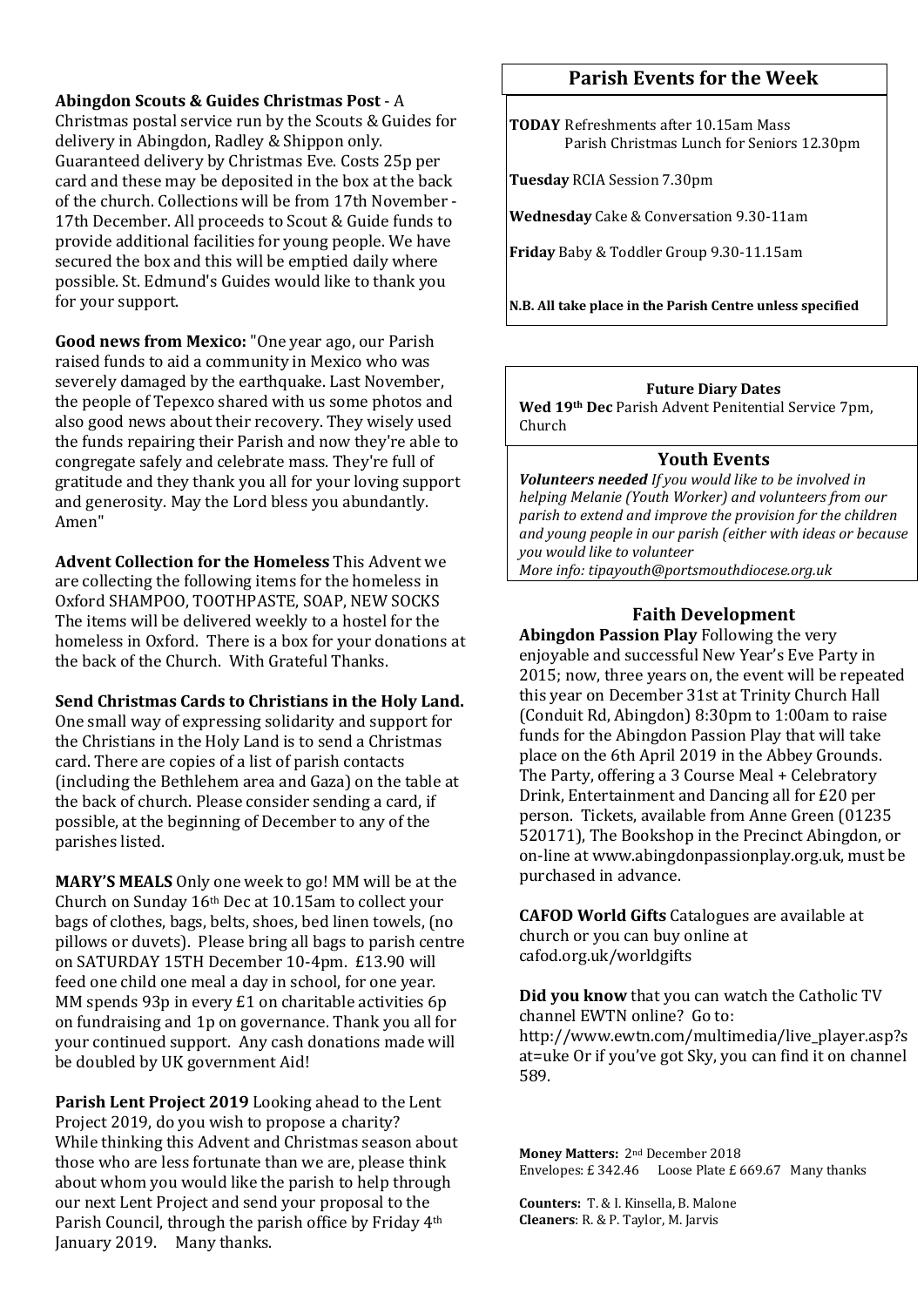**Abingdon Scouts & Guides Christmas Post** - A Christmas postal service run by the Scouts & Guides for delivery in Abingdon, Radley & Shippon only. Guaranteed delivery by Christmas Eve. Costs 25p per card and these may be deposited in the box at the back of the church. Collections will be from 17th November - 17th December. All proceeds to Scout & Guide funds to provide additional facilities for young people. We have secured the box and this will be emptied daily where possible. St. Edmund's Guides would like to thank you for your support.

**Good news from Mexico:** "One year ago, our Parish raised funds to aid a community in Mexico who was severely damaged by the earthquake. Last November, the people of Tepexco shared with us some photos and also good news about their recovery. They wisely used the funds repairing their Parish and now they're able to congregate safely and celebrate mass. They're full of gratitude and they thank you all for your loving support and generosity. May the Lord bless you abundantly. Amen"

**Advent Collection for the Homeless** This Advent we are collecting the following items for the homeless in Oxford SHAMPOO, TOOTHPASTE, SOAP, NEW SOCKS The items will be delivered weekly to a hostel for the homeless in Oxford. There is a box for your donations at the back of the Church. With Grateful Thanks.

**Send Christmas Cards to Christians in the Holy Land.** One small way of expressing solidarity and support for the Christians in the Holy Land is to send a Christmas card. There are copies of a list of parish contacts (including the Bethlehem area and Gaza) on the table at the back of church. Please consider sending a card, if possible, at the beginning of December to any of the parishes listed.

**MARY'S MEALS** Only one week to go! MM will be at the Church on Sunday 16th Dec at 10.15am to collect your bags of clothes, bags, belts, shoes, bed linen towels, (no pillows or duvets). Please bring all bags to parish centre on SATURDAY 15TH December 10-4pm. £13.90 will feed one child one meal a day in school, for one year. MM spends 93p in every £1 on charitable activities 6p on fundraising and 1p on governance. Thank you all for your continued support. Any cash donations made will be doubled by UK government Aid!

**Parish Lent Project 2019** Looking ahead to the Lent Project 2019, do you wish to propose a charity? While thinking this Advent and Christmas season about those who are less fortunate than we are, please think about whom you would like the parish to help through our next Lent Project and send your proposal to the Parish Council, through the parish office by Friday 4th January 2019. Many thanks.

## Parish Events for the Week

**TODAY** Refreshments after 10.15am Mass
Parish Christmas Lunch for Seniors 12.30pm

**Tuesday** RCIA Session 7.30pm

**Wednesday** Cake & Conversation 9.30-11am

**Friday** Baby & Toddler Group 9.30-11.15am

**N.B. All take place in the Parish Centre unless specified**

**Future Diary Dates**

**Wed 19th Dec** Parish Advent Penitential Service 7pm, Church

### Youth Events

***Volunteers needed*** *If you would like to be involved in helping Melanie (Youth Worker) and volunteers from our parish to extend and improve the provision for the children and young people in our parish (either with ideas or because you would like to volunteer*
*More info: tipayouth@portsmouthdiocese.org.uk*

### Faith Development

**Abingdon Passion Play** Following the very enjoyable and successful New Year's Eve Party in 2015; now, three years on, the event will be repeated this year on December 31st at Trinity Church Hall (Conduit Rd, Abingdon) 8:30pm to 1:00am to raise funds for the Abingdon Passion Play that will take place on the 6th April 2019 in the Abbey Grounds. The Party, offering a 3 Course Meal + Celebratory Drink, Entertainment and Dancing all for £20 per person. Tickets, available from Anne Green (01235 520171), The Bookshop in the Precinct Abingdon, or on-line at www.abingdonpassionplay.org.uk, must be purchased in advance.

**CAFOD World Gifts** Catalogues are available at church or you can buy online at cafod.org.uk/worldgifts

**Did you know** that you can watch the Catholic TV channel EWTN online? Go to: http://www.ewtn.com/multimedia/live_player.asp?sat=uke Or if you've got Sky, you can find it on channel 589.

**Money Matters:** 2nd December 2018
Envelopes: £ 342.46 Loose Plate £ 669.67 Many thanks

**Counters:** T. & I. Kinsella, B. Malone
**Cleaners**: R. & P. Taylor, M. Jarvis